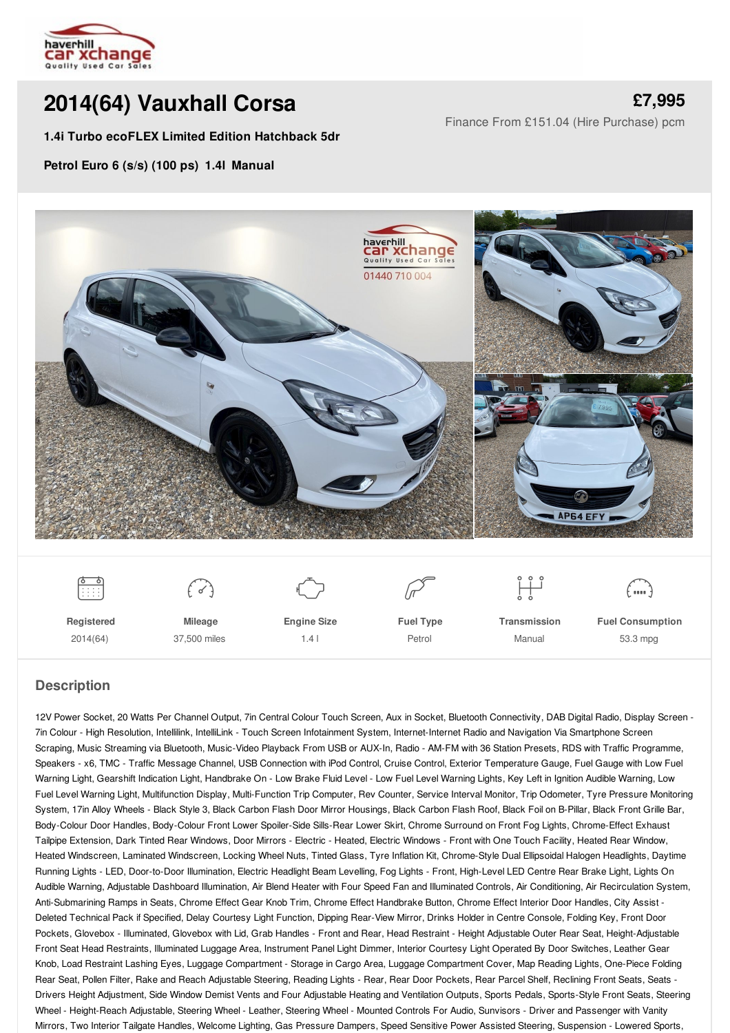haverhill car xchange
Quality Used Car Sales

# 2014(64) Vauxhall Corsa

**£7,995**

Finance From £151.04 (Hire Purchase) pcm

**1.4i Turbo ecoFLEX Limited Edition Hatchback 5dr**

**Petrol Euro 6 (s/s) (100 ps) 1.4l Manual**

| Registered | Mileage | Engine Size | Fuel Type | Transmission | Fuel Consumption |
| --- | --- | --- | --- | --- | --- |
| 2014(64) | 37,500 miles | 1.4 l | Petrol | Manual | 53.3 mpg |

## Description

12V Power Socket, 20 Watts Per Channel Output, 7in Central Colour Touch Screen, Aux in Socket, Bluetooth Connectivity, DAB Digital Radio, Display Screen - 7in Colour - High Resolution, Intellilink, IntelliLink - Touch Screen Infotainment System, Internet-Internet Radio and Navigation Via Smartphone Screen Scraping, Music Streaming via Bluetooth, Music-Video Playback From USB or AUX-In, Radio - AM-FM with 36 Station Presets, RDS with Traffic Programme, Speakers - x6, TMC - Traffic Message Channel, USB Connection with iPod Control, Cruise Control, Exterior Temperature Gauge, Fuel Gauge with Low Fuel Warning Light, Gearshift Indication Light, Handbrake On - Low Brake Fluid Level - Low Fuel Level Warning Lights, Key Left in Ignition Audible Warning, Low Fuel Level Warning Light, Multifunction Display, Multi-Function Trip Computer, Rev Counter, Service Interval Monitor, Trip Odometer, Tyre Pressure Monitoring System, 17in Alloy Wheels - Black Style 3, Black Carbon Flash Door Mirror Housings, Black Carbon Flash Roof, Black Foil on B-Pillar, Black Front Grille Bar, Body-Colour Door Handles, Body-Colour Front Lower Spoiler-Side Sills-Rear Lower Skirt, Chrome Surround on Front Fog Lights, Chrome-Effect Exhaust Tailpipe Extension, Dark Tinted Rear Windows, Door Mirrors - Electric - Heated, Electric Windows - Front with One Touch Facility, Heated Rear Window, Heated Windscreen, Laminated Windscreen, Locking Wheel Nuts, Tinted Glass, Tyre Inflation Kit, Chrome-Style Dual Ellipsoidal Halogen Headlights, Daytime Running Lights - LED, Door-to-Door Illumination, Electric Headlight Beam Levelling, Fog Lights - Front, High-Level LED Centre Rear Brake Light, Lights On Audible Warning, Adjustable Dashboard Illumination, Air Blend Heater with Four Speed Fan and Illuminated Controls, Air Conditioning, Air Recirculation System, Anti-Submarining Ramps in Seats, Chrome Effect Gear Knob Trim, Chrome Effect Handbrake Button, Chrome Effect Interior Door Handles, City Assist - Deleted Technical Pack if Specified, Delay Courtesy Light Function, Dipping Rear-View Mirror, Drinks Holder in Centre Console, Folding Key, Front Door Pockets, Glovebox - Illuminated, Glovebox with Lid, Grab Handles - Front and Rear, Head Restraint - Height Adjustable Outer Rear Seat, Height-Adjustable Front Seat Head Restraints, Illuminated Luggage Area, Instrument Panel Light Dimmer, Interior Courtesy Light Operated By Door Switches, Leather Gear Knob, Load Restraint Lashing Eyes, Luggage Compartment - Storage in Cargo Area, Luggage Compartment Cover, Map Reading Lights, One-Piece Folding Rear Seat, Pollen Filter, Rake and Reach Adjustable Steering, Reading Lights - Rear, Rear Door Pockets, Rear Parcel Shelf, Reclining Front Seats, Seats - Drivers Height Adjustment, Side Window Demist Vents and Four Adjustable Heating and Ventilation Outputs, Sports Pedals, Sports-Style Front Seats, Steering Wheel - Height-Reach Adjustable, Steering Wheel - Leather, Steering Wheel - Mounted Controls For Audio, Sunvisors - Driver and Passenger with Vanity Mirrors, Two Interior Tailgate Handles, Welcome Lighting, Gas Pressure Dampers, Speed Sensitive Power Assisted Steering, Suspension - Lowered Sports,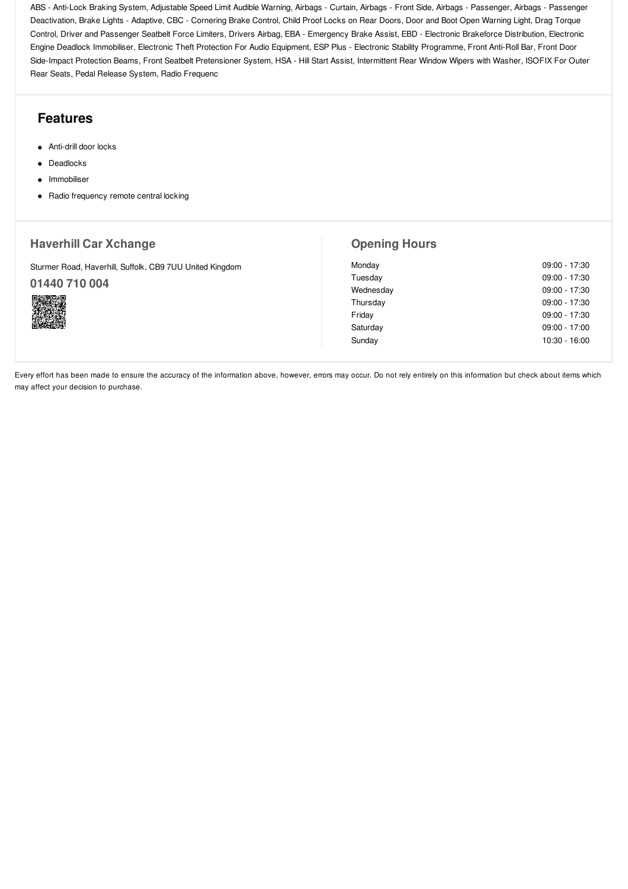ABS - Anti-Lock Braking System, Adjustable Speed Limit Audible Warning, Airbags - Curtain, Airbags - Front Side, Airbags - Passenger, Airbags - Passenger Deactivation, Brake Lights - Adaptive, CBC - Cornering Brake Control, Child Proof Locks on Rear Doors, Door and Boot Open Warning Light, Drag Torque Control, Driver and Passenger Seatbelt Force Limiters, Drivers Airbag, EBA - Emergency Brake Assist, EBD - Electronic Brakeforce Distribution, Electronic Engine Deadlock Immobiliser, Electronic Theft Protection For Audio Equipment, ESP Plus - Electronic Stability Programme, Front Anti-Roll Bar, Front Door Side-Impact Protection Beams, Front Seatbelt Pretensioner System, HSA - Hill Start Assist, Intermittent Rear Window Wipers with Washer, ISOFIX For Outer Rear Seats, Pedal Release System, Radio Frequenc

## Features

- Anti-drill door locks
- Deadlocks
- Immobiliser
- Radio frequency remote central locking

### Haverhill Car Xchange

Sturmer Road, Haverhill, Suffolk, CB9 7UU United Kingdom

**01440 710 004**

### Opening Hours

| | |
|---|---|
| Monday | 09:00 - 17:30 |
| Tuesday | 09:00 - 17:30 |
| Wednesday | 09:00 - 17:30 |
| Thursday | 09:00 - 17:30 |
| Friday | 09:00 - 17:30 |
| Saturday | 09:00 - 17:00 |
| Sunday | 10:30 - 16:00 |

Every effort has been made to ensure the accuracy of the information above, however, errors may occur. Do not rely entirely on this information but check about items which may affect your decision to purchase.